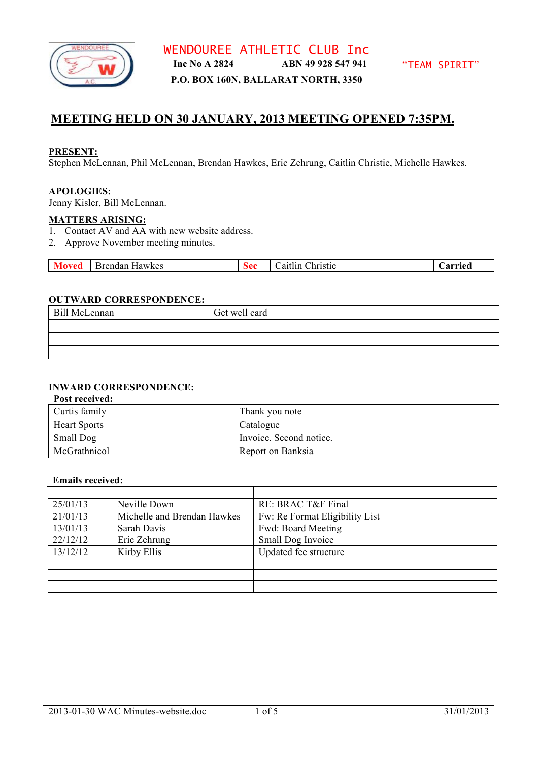# WENDOUREE ATHLETIC CLUB Inc

**Inc No A 2824** **ABN 49 928 547 941** "TEAM SPIRIT"

**P.O. BOX 160N, BALLARAT NORTH, 3350**

## MEETING HELD ON 30 JANUARY, 2013 MEETING OPENED 7:35PM.

**PRESENT:**
Stephen McLennan, Phil McLennan, Brendan Hawkes, Eric Zehrung, Caitlin Christie, Michelle Hawkes.

**APOLOGIES:**
Jenny Kisler, Bill McLennan.

**MATTERS ARISING:**
1. Contact AV and AA with new website address.
2. Approve November meeting minutes.

| **Moved** | Brendan Hawkes | **Sec** | Caitlin Christie | **Carried** |
|---|---|---|---|---|

**OUTWARD CORRESPONDENCE:**

| Bill McLennan | Get well card |
|---|---|
| | |
| | |
| | |

**INWARD CORRESPONDENCE:**

**Post received:**

| Curtis family | Thank you note |
|---|---|
| Heart Sports | Catalogue |
| Small Dog | Invoice. Second notice. |
| McGrathnicol | Report on Banksia |

**Emails received:**

| | | |
|---|---|---|
| 25/01/13 | Neville Down | RE: BRAC T&F Final |
| 21/01/13 | Michelle and Brendan Hawkes | Fw: Re Format Eligibility List |
| 13/01/13 | Sarah Davis | Fwd: Board Meeting |
| 22/12/12 | Eric Zehrung | Small Dog Invoice |
| 13/12/12 | Kirby Ellis | Updated fee structure |
| | | |
| | | |
| | | |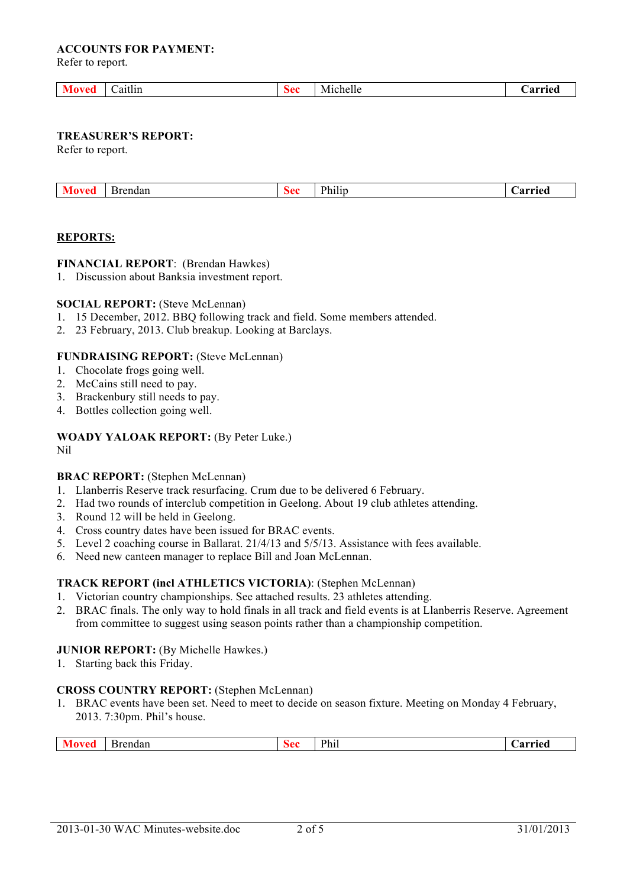**ACCOUNTS FOR PAYMENT:**
Refer to report.

| Moved | Caitlin | Sec | Michelle | Carried |
|---|---|---|---|---|

**TREASURER'S REPORT:**
Refer to report.

| Moved | Brendan | Sec | Philip | Carried |
|---|---|---|---|---|

**REPORTS:**

**FINANCIAL REPORT**: (Brendan Hawkes)

1. Discussion about Banksia investment report.

**SOCIAL REPORT:** (Steve McLennan)

1. 15 December, 2012. BBQ following track and field. Some members attended.
2. 23 February, 2013. Club breakup. Looking at Barclays.

**FUNDRAISING REPORT:** (Steve McLennan)

1. Chocolate frogs going well.
2. McCains still need to pay.
3. Brackenbury still needs to pay.
4. Bottles collection going well.

**WOADY YALOAK REPORT:** (By Peter Luke.)
Nil

**BRAC REPORT:** (Stephen McLennan)

1. Llanberris Reserve track resurfacing. Crum due to be delivered 6 February.
2. Had two rounds of interclub competition in Geelong. About 19 club athletes attending.
3. Round 12 will be held in Geelong.
4. Cross country dates have been issued for BRAC events.
5. Level 2 coaching course in Ballarat. 21/4/13 and 5/5/13. Assistance with fees available.
6. Need new canteen manager to replace Bill and Joan McLennan.

**TRACK REPORT (incl ATHLETICS VICTORIA)**: (Stephen McLennan)

1. Victorian country championships. See attached results. 23 athletes attending.
2. BRAC finals. The only way to hold finals in all track and field events is at Llanberris Reserve. Agreement from committee to suggest using season points rather than a championship competition.

**JUNIOR REPORT:** (By Michelle Hawkes.)

1. Starting back this Friday.

**CROSS COUNTRY REPORT:** (Stephen McLennan)

1. BRAC events have been set. Need to meet to decide on season fixture. Meeting on Monday 4 February, 2013. 7:30pm. Phil's house.

| Moved | Brendan | Sec | Phil | Carried |
|---|---|---|---|---|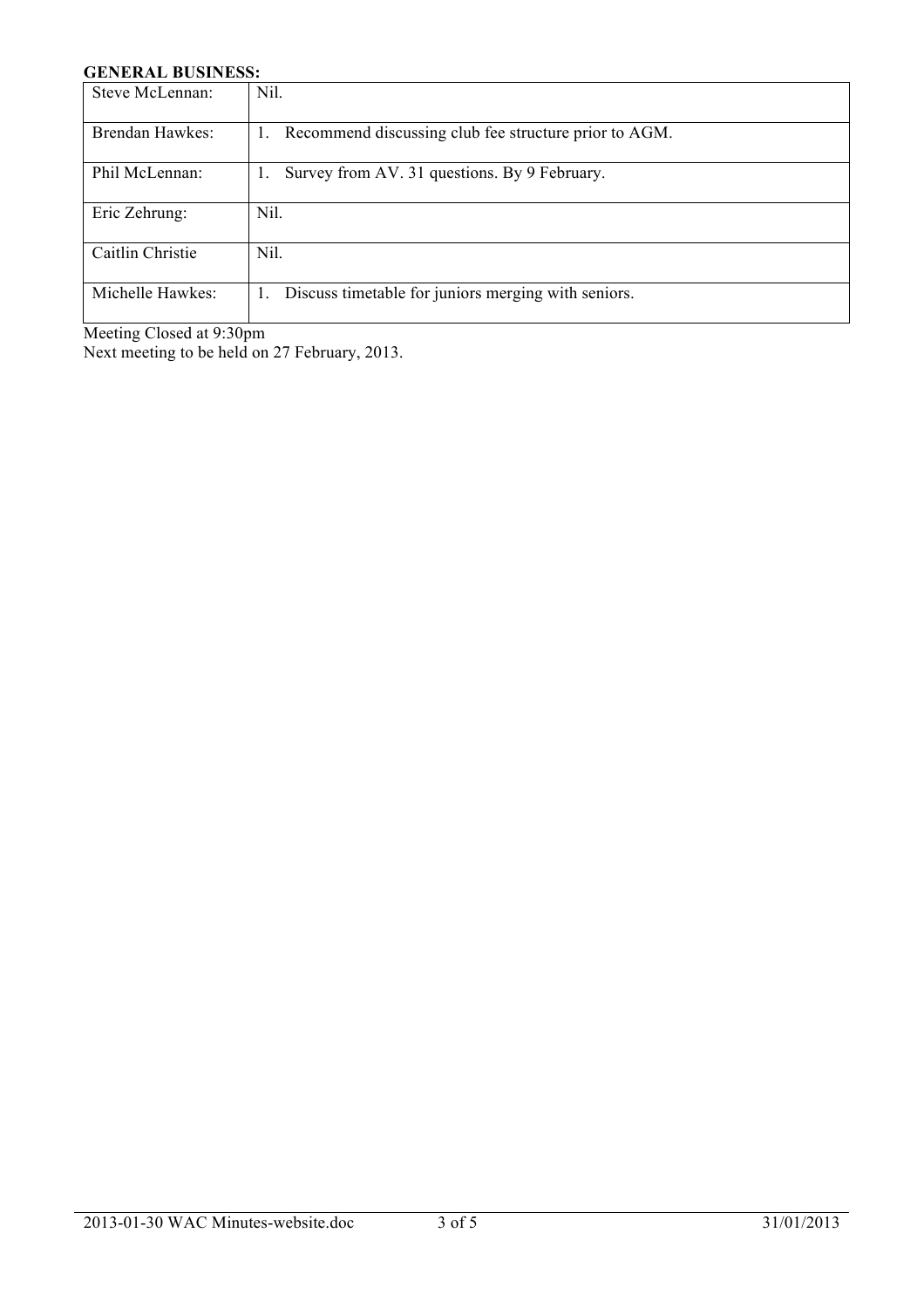**GENERAL BUSINESS:**

| | |
|---|---|
| Steve McLennan: | Nil. |
| Brendan Hawkes: | 1. Recommend discussing club fee structure prior to AGM. |
| Phil McLennan: | 1. Survey from AV. 31 questions. By 9 February. |
| Eric Zehrung: | Nil. |
| Caitlin Christie | Nil. |
| Michelle Hawkes: | 1. Discuss timetable for juniors merging with seniors. |

Meeting Closed at 9:30pm
Next meeting to be held on 27 February, 2013.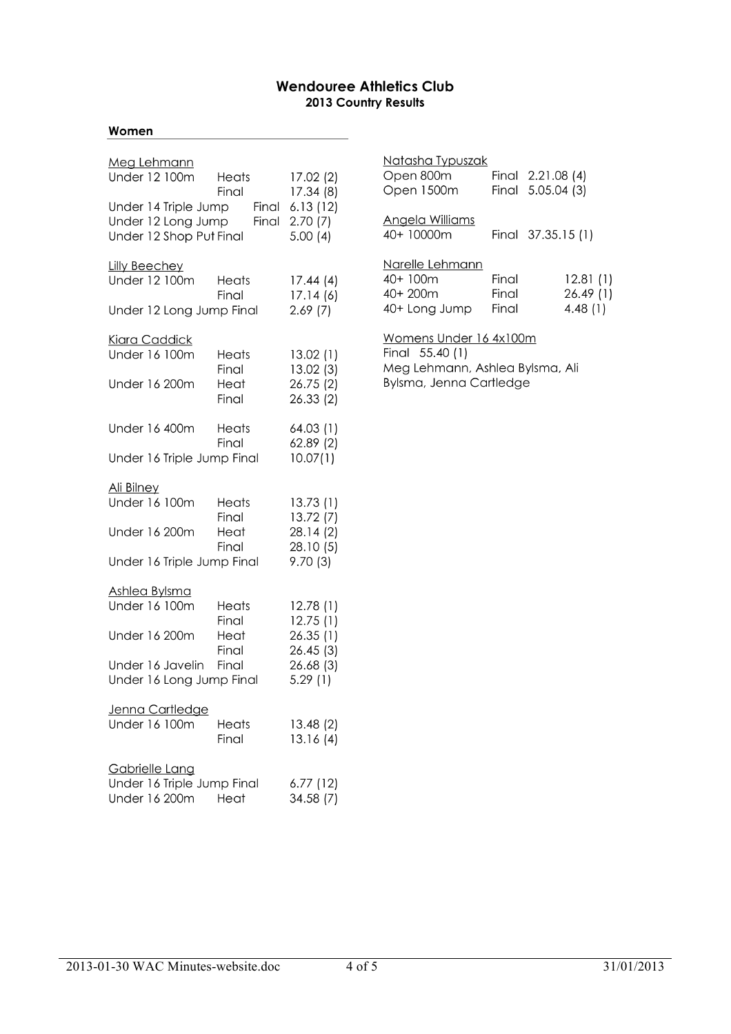## Wendouree Athletics Club

### 2013 Country Results

#### Women

<u>Meg Lehmann</u>

| Event | Round | Result |
|---|---|---|
| Under 12 100m | Heats | 17.02 (2) |
| | Final | 17.34 (8) |
| Under 14 Triple Jump | Final | 6.13 (12) |
| Under 12 Long Jump | Final | 2.70 (7) |
| Under 12 Shop Put | Final | 5.00 (4) |

<u>Lilly Beechey</u>

| Event | Round | Result |
|---|---|---|
| Under 12 100m | Heats | 17.44 (4) |
| | Final | 17.14 (6) |
| Under 12 Long Jump | Final | 2.69 (7) |

<u>Kiara Caddick</u>

| Event | Round | Result |
|---|---|---|
| Under 16 100m | Heats | 13.02 (1) |
| | Final | 13.02 (3) |
| Under 16 200m | Heat | 26.75 (2) |
| | Final | 26.33 (2) |
| Under 16 400m | Heats | 64.03 (1) |
| | Final | 62.89 (2) |
| Under 16 Triple Jump | Final | 10.07(1) |

<u>Ali Bilney</u>

| Event | Round | Result |
|---|---|---|
| Under 16 100m | Heats | 13.73 (1) |
| | Final | 13.72 (7) |
| Under 16 200m | Heat | 28.14 (2) |
| | Final | 28.10 (5) |
| Under 16 Triple Jump | Final | 9.70 (3) |

<u>Ashlea Bylsma</u>

| Event | Round | Result |
|---|---|---|
| Under 16 100m | Heats | 12.78 (1) |
| | Final | 12.75 (1) |
| Under 16 200m | Heat | 26.35 (1) |
| | Final | 26.45 (3) |
| Under 16 Javelin | Final | 26.68 (3) |
| Under 16 Long Jump | Final | 5.29 (1) |

<u>Jenna Cartledge</u>

| Event | Round | Result |
|---|---|---|
| Under 16 100m | Heats | 13.48 (2) |
| | Final | 13.16 (4) |

<u>Gabrielle Lang</u>

| Event | Round | Result |
|---|---|---|
| Under 16 Triple Jump | Final | 6.77 (12) |
| Under 16 200m | Heat | 34.58 (7) |

<u>Natasha Typuszak</u>

| Event | Round | Result |
|---|---|---|
| Open 800m | Final | 2.21.08 (4) |
| Open 1500m | Final | 5.05.04 (3) |

<u>Angela Williams</u>

| Event | Round | Result |
|---|---|---|
| 40+ 10000m | Final | 37.35.15 (1) |

<u>Narelle Lehmann</u>

| Event | Round | Result |
|---|---|---|
| 40+ 100m | Final | 12.81 (1) |
| 40+ 200m | Final | 26.49 (1) |
| 40+ Long Jump | Final | 4.48 (1) |

<u>Womens Under 16 4x100m</u>

Final 55.40 (1)

Meg Lehmann, Ashlea Bylsma, Ali Bylsma, Jenna Cartledge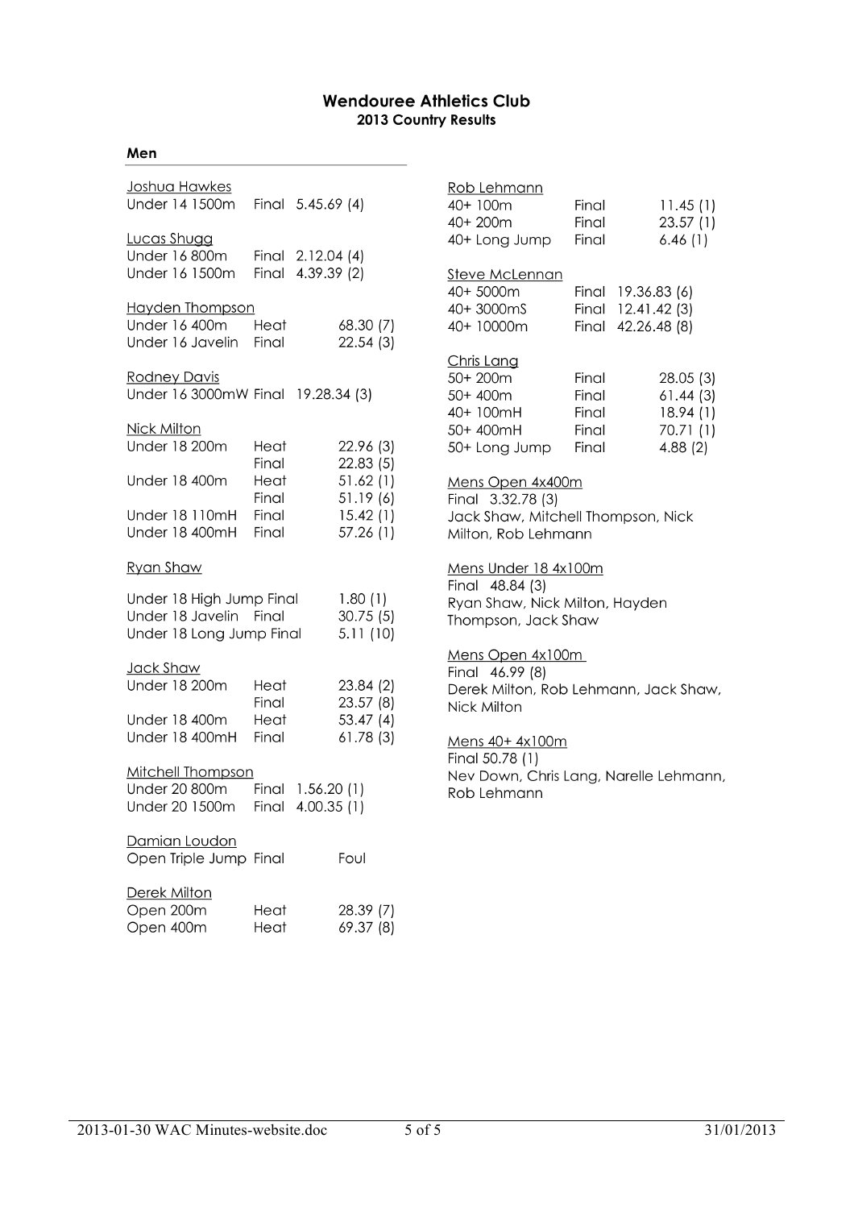## Wendouree Athletics Club

### 2013 Country Results

#### Men

**Joshua Hawkes**

| | | |
|---|---|---|
| Under 14 1500m | Final | 5.45.69 (4) |

**Lucas Shugg**

| | | |
|---|---|---|
| Under 16 800m | Final | 2.12.04 (4) |
| Under 16 1500m | Final | 4.39.39 (2) |

**Hayden Thompson**

| | | |
|---|---|---|
| Under 16 400m | Heat | 68.30 (7) |
| Under 16 Javelin | Final | 22.54 (3) |

**Rodney Davis**

| | | |
|---|---|---|
| Under 16 3000mW | Final | 19.28.34 (3) |

**Nick Milton**

| | | |
|---|---|---|
| Under 18 200m | Heat | 22.96 (3) |
| | Final | 22.83 (5) |
| Under 18 400m | Heat | 51.62 (1) |
| | Final | 51.19 (6) |
| Under 18 110mH | Final | 15.42 (1) |
| Under 18 400mH | Final | 57.26 (1) |

**Ryan Shaw**

| | | |
|---|---|---|
| Under 18 High Jump | Final | 1.80 (1) |
| Under 18 Javelin | Final | 30.75 (5) |
| Under 18 Long Jump | Final | 5.11 (10) |

**Jack Shaw**

| | | |
|---|---|---|
| Under 18 200m | Heat | 23.84 (2) |
| | Final | 23.57 (8) |
| Under 18 400m | Heat | 53.47 (4) |
| Under 18 400mH | Final | 61.78 (3) |

**Mitchell Thompson**

| | | |
|---|---|---|
| Under 20 800m | Final | 1.56.20 (1) |
| Under 20 1500m | Final | 4.00.35 (1) |

**Damian Loudon**

| | | |
|---|---|---|
| Open Triple Jump | Final | Foul |

**Derek Milton**

| | | |
|---|---|---|
| Open 200m | Heat | 28.39 (7) |
| Open 400m | Heat | 69.37 (8) |

**Rob Lehmann**

| | | |
|---|---|---|
| 40+ 100m | Final | 11.45 (1) |
| 40+ 200m | Final | 23.57 (1) |
| 40+ Long Jump | Final | 6.46 (1) |

**Steve McLennan**

| | | |
|---|---|---|
| 40+ 5000m | Final | 19.36.83 (6) |
| 40+ 3000mS | Final | 12.41.42 (3) |
| 40+ 10000m | Final | 42.26.48 (8) |

**Chris Lang**

| | | |
|---|---|---|
| 50+ 200m | Final | 28.05 (3) |
| 50+ 400m | Final | 61.44 (3) |
| 40+ 100mH | Final | 18.94 (1) |
| 50+ 400mH | Final | 70.71 (1) |
| 50+ Long Jump | Final | 4.88 (2) |

**Mens Open 4x400m**
Final 3.32.78 (3)
Jack Shaw, Mitchell Thompson, Nick Milton, Rob Lehmann

**Mens Under 18 4x100m**
Final 48.84 (3)
Ryan Shaw, Nick Milton, Hayden Thompson, Jack Shaw

**Mens Open 4x100m**
Final 46.99 (8)
Derek Milton, Rob Lehmann, Jack Shaw, Nick Milton

**Mens 40+ 4x100m**
Final 50.78 (1)
Nev Down, Chris Lang, Narelle Lehmann, Rob Lehmann